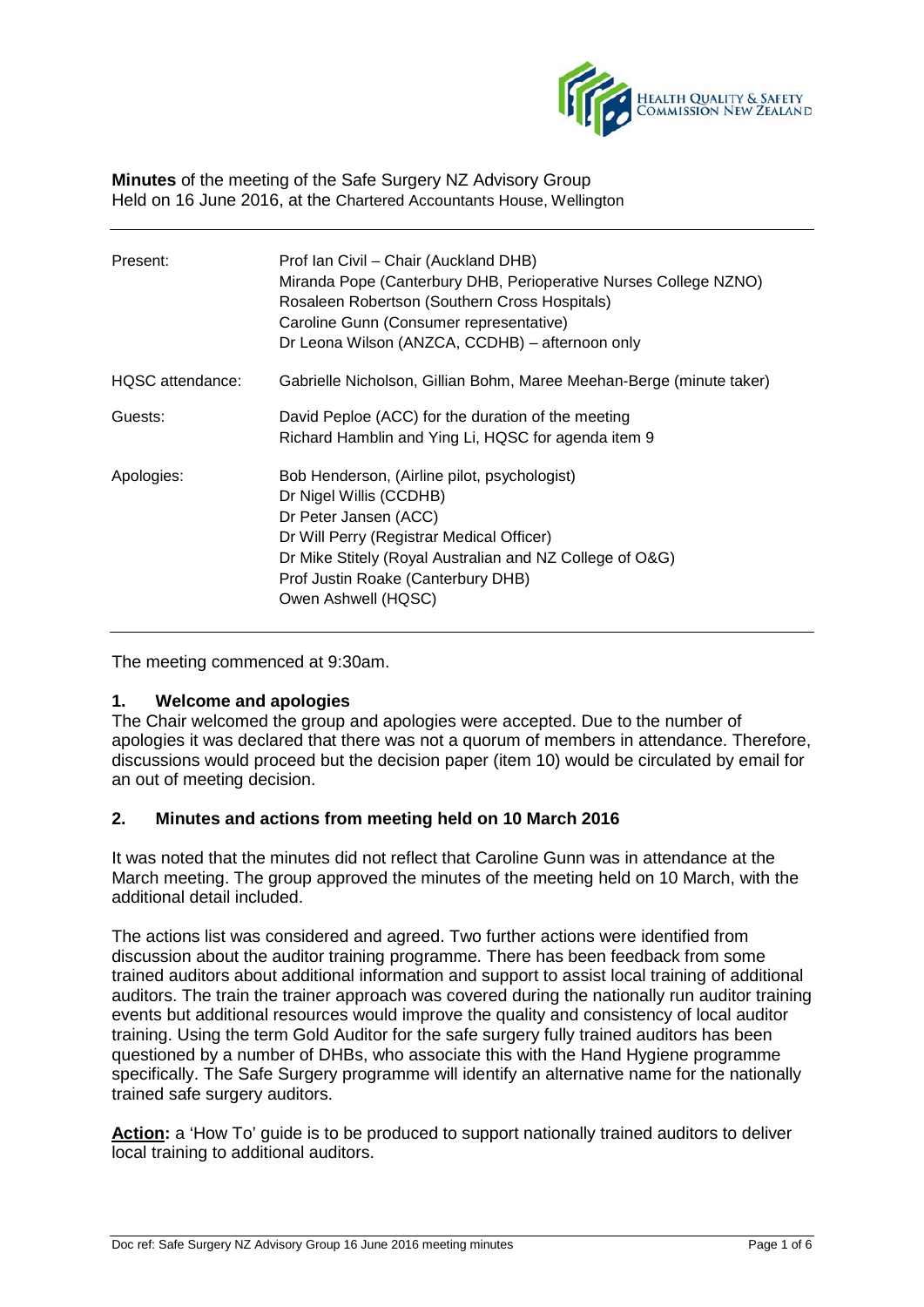**Minutes** of the meeting of the Safe Surgery NZ Advisory Group
Held on 16 June 2016, at the Chartered Accountants House, Wellington

| | |
|---|---|
| Present: | Prof Ian Civil – Chair (Auckland DHB)<br>Miranda Pope (Canterbury DHB, Perioperative Nurses College NZNO)<br>Rosaleen Robertson (Southern Cross Hospitals)<br>Caroline Gunn (Consumer representative)<br>Dr Leona Wilson (ANZCA, CCDHB) – afternoon only |
| HQSC attendance: | Gabrielle Nicholson, Gillian Bohm, Maree Meehan-Berge (minute taker) |
| Guests: | David Peploe (ACC) for the duration of the meeting<br>Richard Hamblin and Ying Li, HQSC for agenda item 9 |
| Apologies: | Bob Henderson, (Airline pilot, psychologist)<br>Dr Nigel Willis (CCDHB)<br>Dr Peter Jansen (ACC)<br>Dr Will Perry (Registrar Medical Officer)<br>Dr Mike Stitely (Royal Australian and NZ College of O&G)<br>Prof Justin Roake (Canterbury DHB)<br>Owen Ashwell (HQSC) |

The meeting commenced at 9:30am.

## 1. Welcome and apologies

The Chair welcomed the group and apologies were accepted. Due to the number of apologies it was declared that there was not a quorum of members in attendance. Therefore, discussions would proceed but the decision paper (item 10) would be circulated by email for an out of meeting decision.

## 2. Minutes and actions from meeting held on 10 March 2016

It was noted that the minutes did not reflect that Caroline Gunn was in attendance at the March meeting. The group approved the minutes of the meeting held on 10 March, with the additional detail included.

The actions list was considered and agreed. Two further actions were identified from discussion about the auditor training programme. There has been feedback from some trained auditors about additional information and support to assist local training of additional auditors. The train the trainer approach was covered during the nationally run auditor training events but additional resources would improve the quality and consistency of local auditor training. Using the term Gold Auditor for the safe surgery fully trained auditors has been questioned by a number of DHBs, who associate this with the Hand Hygiene programme specifically. The Safe Surgery programme will identify an alternative name for the nationally trained safe surgery auditors.

**Action:** a 'How To' guide is to be produced to support nationally trained auditors to deliver local training to additional auditors.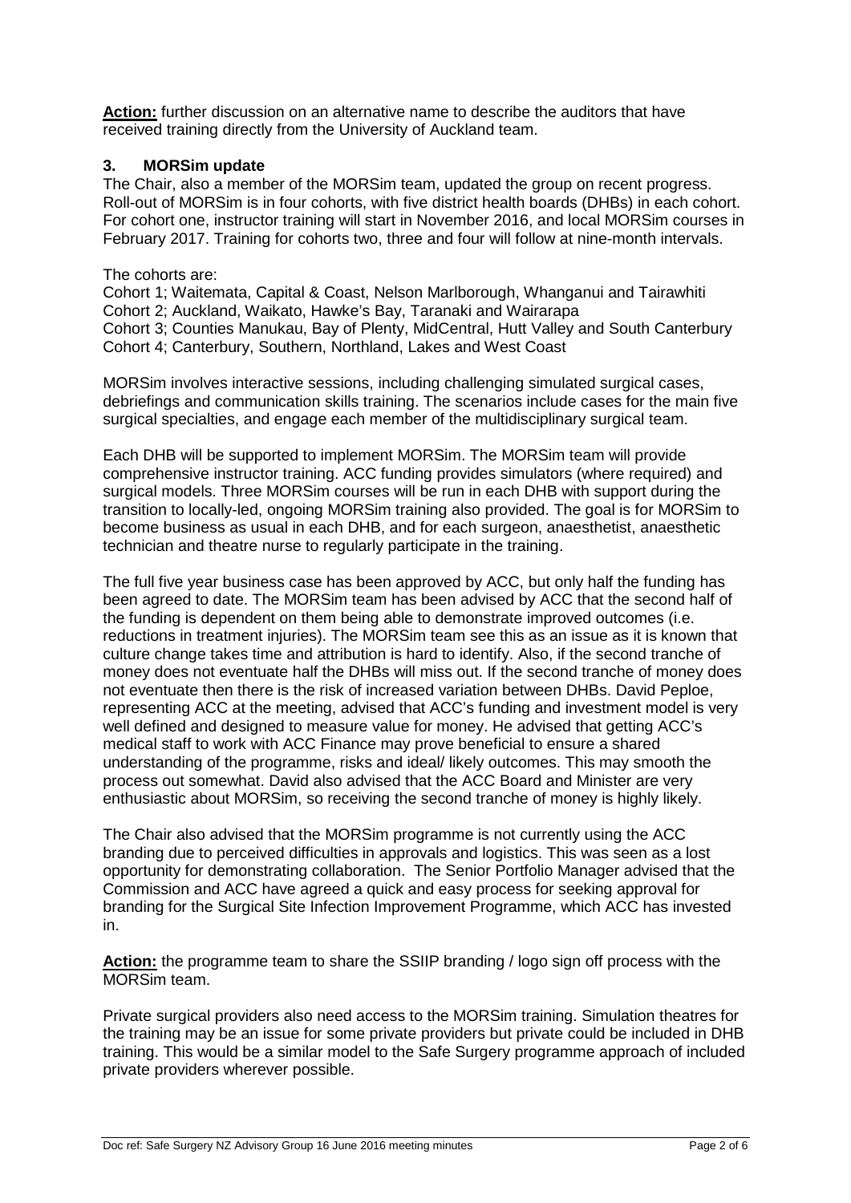**Action:** further discussion on an alternative name to describe the auditors that have received training directly from the University of Auckland team.

### 3. MORSim update

The Chair, also a member of the MORSim team, updated the group on recent progress. Roll-out of MORSim is in four cohorts, with five district health boards (DHBs) in each cohort. For cohort one, instructor training will start in November 2016, and local MORSim courses in February 2017. Training for cohorts two, three and four will follow at nine-month intervals.

The cohorts are:
Cohort 1; Waitemata, Capital & Coast, Nelson Marlborough, Whanganui and Tairawhiti
Cohort 2; Auckland, Waikato, Hawke's Bay, Taranaki and Wairarapa
Cohort 3; Counties Manukau, Bay of Plenty, MidCentral, Hutt Valley and South Canterbury
Cohort 4; Canterbury, Southern, Northland, Lakes and West Coast

MORSim involves interactive sessions, including challenging simulated surgical cases, debriefings and communication skills training. The scenarios include cases for the main five surgical specialties, and engage each member of the multidisciplinary surgical team.

Each DHB will be supported to implement MORSim. The MORSim team will provide comprehensive instructor training. ACC funding provides simulators (where required) and surgical models. Three MORSim courses will be run in each DHB with support during the transition to locally-led, ongoing MORSim training also provided. The goal is for MORSim to become business as usual in each DHB, and for each surgeon, anaesthetist, anaesthetic technician and theatre nurse to regularly participate in the training.

The full five year business case has been approved by ACC, but only half the funding has been agreed to date. The MORSim team has been advised by ACC that the second half of the funding is dependent on them being able to demonstrate improved outcomes (i.e. reductions in treatment injuries). The MORSim team see this as an issue as it is known that culture change takes time and attribution is hard to identify. Also, if the second tranche of money does not eventuate half the DHBs will miss out. If the second tranche of money does not eventuate then there is the risk of increased variation between DHBs. David Peploe, representing ACC at the meeting, advised that ACC's funding and investment model is very well defined and designed to measure value for money. He advised that getting ACC's medical staff to work with ACC Finance may prove beneficial to ensure a shared understanding of the programme, risks and ideal/ likely outcomes. This may smooth the process out somewhat. David also advised that the ACC Board and Minister are very enthusiastic about MORSim, so receiving the second tranche of money is highly likely.

The Chair also advised that the MORSim programme is not currently using the ACC branding due to perceived difficulties in approvals and logistics. This was seen as a lost opportunity for demonstrating collaboration. The Senior Portfolio Manager advised that the Commission and ACC have agreed a quick and easy process for seeking approval for branding for the Surgical Site Infection Improvement Programme, which ACC has invested in.

**Action:** the programme team to share the SSIIP branding / logo sign off process with the MORSim team.

Private surgical providers also need access to the MORSim training. Simulation theatres for the training may be an issue for some private providers but private could be included in DHB training. This would be a similar model to the Safe Surgery programme approach of included private providers wherever possible.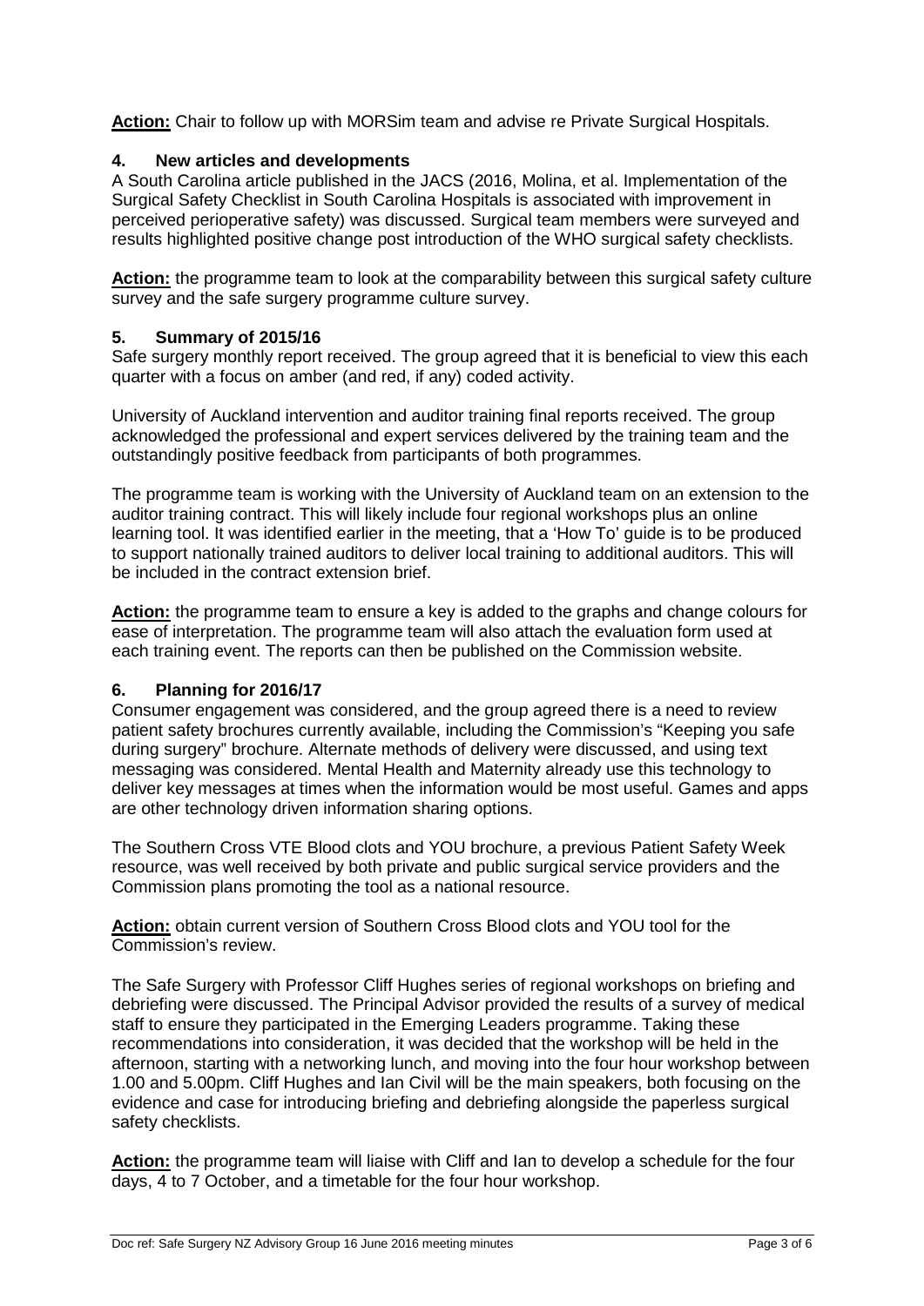**Action:** Chair to follow up with MORSim team and advise re Private Surgical Hospitals.

## 4. New articles and developments

A South Carolina article published in the JACS (2016, Molina, et al. Implementation of the Surgical Safety Checklist in South Carolina Hospitals is associated with improvement in perceived perioperative safety) was discussed. Surgical team members were surveyed and results highlighted positive change post introduction of the WHO surgical safety checklists.

**Action:** the programme team to look at the comparability between this surgical safety culture survey and the safe surgery programme culture survey.

## 5. Summary of 2015/16

Safe surgery monthly report received. The group agreed that it is beneficial to view this each quarter with a focus on amber (and red, if any) coded activity.

University of Auckland intervention and auditor training final reports received. The group acknowledged the professional and expert services delivered by the training team and the outstandingly positive feedback from participants of both programmes.

The programme team is working with the University of Auckland team on an extension to the auditor training contract. This will likely include four regional workshops plus an online learning tool. It was identified earlier in the meeting, that a 'How To' guide is to be produced to support nationally trained auditors to deliver local training to additional auditors. This will be included in the contract extension brief.

**Action:** the programme team to ensure a key is added to the graphs and change colours for ease of interpretation. The programme team will also attach the evaluation form used at each training event. The reports can then be published on the Commission website.

## 6. Planning for 2016/17

Consumer engagement was considered, and the group agreed there is a need to review patient safety brochures currently available, including the Commission's "Keeping you safe during surgery" brochure. Alternate methods of delivery were discussed, and using text messaging was considered. Mental Health and Maternity already use this technology to deliver key messages at times when the information would be most useful. Games and apps are other technology driven information sharing options.

The Southern Cross VTE Blood clots and YOU brochure, a previous Patient Safety Week resource, was well received by both private and public surgical service providers and the Commission plans promoting the tool as a national resource.

**Action:** obtain current version of Southern Cross Blood clots and YOU tool for the Commission's review.

The Safe Surgery with Professor Cliff Hughes series of regional workshops on briefing and debriefing were discussed. The Principal Advisor provided the results of a survey of medical staff to ensure they participated in the Emerging Leaders programme. Taking these recommendations into consideration, it was decided that the workshop will be held in the afternoon, starting with a networking lunch, and moving into the four hour workshop between 1.00 and 5.00pm. Cliff Hughes and Ian Civil will be the main speakers, both focusing on the evidence and case for introducing briefing and debriefing alongside the paperless surgical safety checklists.

**Action:** the programme team will liaise with Cliff and Ian to develop a schedule for the four days, 4 to 7 October, and a timetable for the four hour workshop.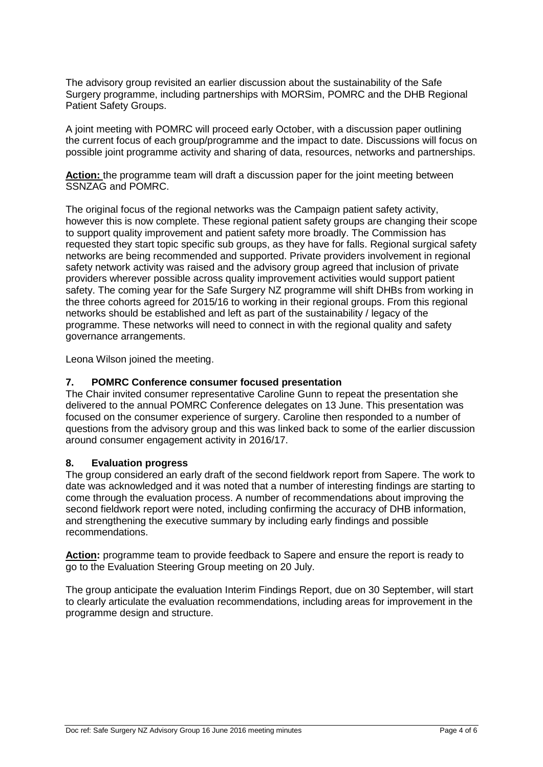The advisory group revisited an earlier discussion about the sustainability of the Safe Surgery programme, including partnerships with MORSim, POMRC and the DHB Regional Patient Safety Groups.

A joint meeting with POMRC will proceed early October, with a discussion paper outlining the current focus of each group/programme and the impact to date. Discussions will focus on possible joint programme activity and sharing of data, resources, networks and partnerships.

**Action:** the programme team will draft a discussion paper for the joint meeting between SSNZAG and POMRC.

The original focus of the regional networks was the Campaign patient safety activity, however this is now complete. These regional patient safety groups are changing their scope to support quality improvement and patient safety more broadly. The Commission has requested they start topic specific sub groups, as they have for falls. Regional surgical safety networks are being recommended and supported. Private providers involvement in regional safety network activity was raised and the advisory group agreed that inclusion of private providers wherever possible across quality improvement activities would support patient safety. The coming year for the Safe Surgery NZ programme will shift DHBs from working in the three cohorts agreed for 2015/16 to working in their regional groups. From this regional networks should be established and left as part of the sustainability / legacy of the programme. These networks will need to connect in with the regional quality and safety governance arrangements.

Leona Wilson joined the meeting.

## 7. POMRC Conference consumer focused presentation

The Chair invited consumer representative Caroline Gunn to repeat the presentation she delivered to the annual POMRC Conference delegates on 13 June. This presentation was focused on the consumer experience of surgery. Caroline then responded to a number of questions from the advisory group and this was linked back to some of the earlier discussion around consumer engagement activity in 2016/17.

## 8. Evaluation progress

The group considered an early draft of the second fieldwork report from Sapere. The work to date was acknowledged and it was noted that a number of interesting findings are starting to come through the evaluation process. A number of recommendations about improving the second fieldwork report were noted, including confirming the accuracy of DHB information, and strengthening the executive summary by including early findings and possible recommendations.

**Action:** programme team to provide feedback to Sapere and ensure the report is ready to go to the Evaluation Steering Group meeting on 20 July.

The group anticipate the evaluation Interim Findings Report, due on 30 September, will start to clearly articulate the evaluation recommendations, including areas for improvement in the programme design and structure.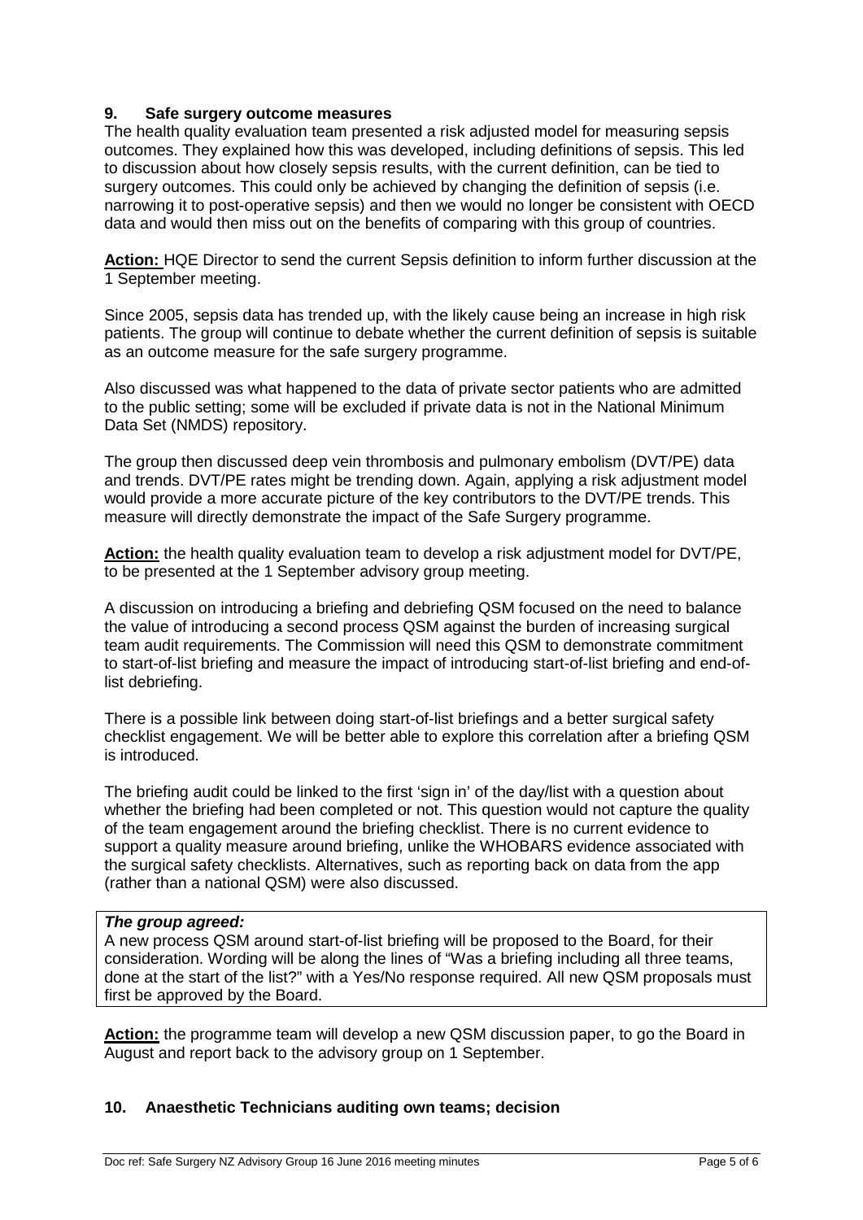## 9. Safe surgery outcome measures

The health quality evaluation team presented a risk adjusted model for measuring sepsis outcomes. They explained how this was developed, including definitions of sepsis. This led to discussion about how closely sepsis results, with the current definition, can be tied to surgery outcomes. This could only be achieved by changing the definition of sepsis (i.e. narrowing it to post-operative sepsis) and then we would no longer be consistent with OECD data and would then miss out on the benefits of comparing with this group of countries.

**Action:** HQE Director to send the current Sepsis definition to inform further discussion at the 1 September meeting.

Since 2005, sepsis data has trended up, with the likely cause being an increase in high risk patients. The group will continue to debate whether the current definition of sepsis is suitable as an outcome measure for the safe surgery programme.

Also discussed was what happened to the data of private sector patients who are admitted to the public setting; some will be excluded if private data is not in the National Minimum Data Set (NMDS) repository.

The group then discussed deep vein thrombosis and pulmonary embolism (DVT/PE) data and trends. DVT/PE rates might be trending down. Again, applying a risk adjustment model would provide a more accurate picture of the key contributors to the DVT/PE trends. This measure will directly demonstrate the impact of the Safe Surgery programme.

**Action:** the health quality evaluation team to develop a risk adjustment model for DVT/PE, to be presented at the 1 September advisory group meeting.

A discussion on introducing a briefing and debriefing QSM focused on the need to balance the value of introducing a second process QSM against the burden of increasing surgical team audit requirements. The Commission will need this QSM to demonstrate commitment to start-of-list briefing and measure the impact of introducing start-of-list briefing and end-of-list debriefing.

There is a possible link between doing start-of-list briefings and a better surgical safety checklist engagement. We will be better able to explore this correlation after a briefing QSM is introduced.

The briefing audit could be linked to the first 'sign in' of the day/list with a question about whether the briefing had been completed or not. This question would not capture the quality of the team engagement around the briefing checklist. There is no current evidence to support a quality measure around briefing, unlike the WHOBARS evidence associated with the surgical safety checklists. Alternatives, such as reporting back on data from the app (rather than a national QSM) were also discussed.

***The group agreed:***
A new process QSM around start-of-list briefing will be proposed to the Board, for their consideration. Wording will be along the lines of "Was a briefing including all three teams, done at the start of the list?" with a Yes/No response required. All new QSM proposals must first be approved by the Board.

**Action:** the programme team will develop a new QSM discussion paper, to go the Board in August and report back to the advisory group on 1 September.

## 10. Anaesthetic Technicians auditing own teams; decision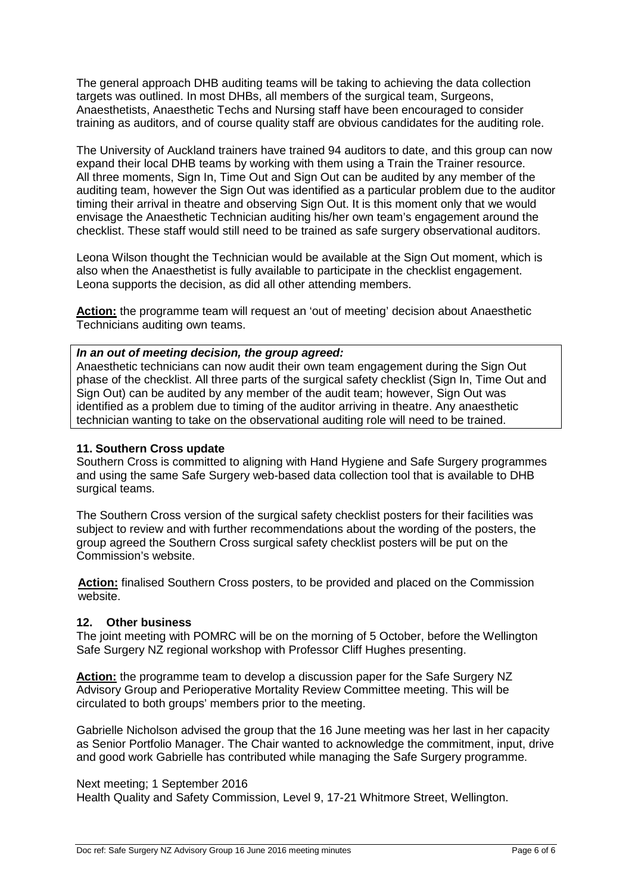The general approach DHB auditing teams will be taking to achieving the data collection targets was outlined. In most DHBs, all members of the surgical team, Surgeons, Anaesthetists, Anaesthetic Techs and Nursing staff have been encouraged to consider training as auditors, and of course quality staff are obvious candidates for the auditing role.

The University of Auckland trainers have trained 94 auditors to date, and this group can now expand their local DHB teams by working with them using a Train the Trainer resource. All three moments, Sign In, Time Out and Sign Out can be audited by any member of the auditing team, however the Sign Out was identified as a particular problem due to the auditor timing their arrival in theatre and observing Sign Out. It is this moment only that we would envisage the Anaesthetic Technician auditing his/her own team's engagement around the checklist. These staff would still need to be trained as safe surgery observational auditors.

Leona Wilson thought the Technician would be available at the Sign Out moment, which is also when the Anaesthetist is fully available to participate in the checklist engagement. Leona supports the decision, as did all other attending members.

**Action:** the programme team will request an 'out of meeting' decision about Anaesthetic Technicians auditing own teams.

***In an out of meeting decision, the group agreed:***
Anaesthetic technicians can now audit their own team engagement during the Sign Out phase of the checklist. All three parts of the surgical safety checklist (Sign In, Time Out and Sign Out) can be audited by any member of the audit team; however, Sign Out was identified as a problem due to timing of the auditor arriving in theatre. Any anaesthetic technician wanting to take on the observational auditing role will need to be trained.

**11. Southern Cross update**

Southern Cross is committed to aligning with Hand Hygiene and Safe Surgery programmes and using the same Safe Surgery web-based data collection tool that is available to DHB surgical teams.

The Southern Cross version of the surgical safety checklist posters for their facilities was subject to review and with further recommendations about the wording of the posters, the group agreed the Southern Cross surgical safety checklist posters will be put on the Commission's website.

**Action:** finalised Southern Cross posters, to be provided and placed on the Commission website.

**12. Other business**

The joint meeting with POMRC will be on the morning of 5 October, before the Wellington Safe Surgery NZ regional workshop with Professor Cliff Hughes presenting.

**Action:** the programme team to develop a discussion paper for the Safe Surgery NZ Advisory Group and Perioperative Mortality Review Committee meeting. This will be circulated to both groups' members prior to the meeting.

Gabrielle Nicholson advised the group that the 16 June meeting was her last in her capacity as Senior Portfolio Manager. The Chair wanted to acknowledge the commitment, input, drive and good work Gabrielle has contributed while managing the Safe Surgery programme.

Next meeting; 1 September 2016
Health Quality and Safety Commission, Level 9, 17-21 Whitmore Street, Wellington.